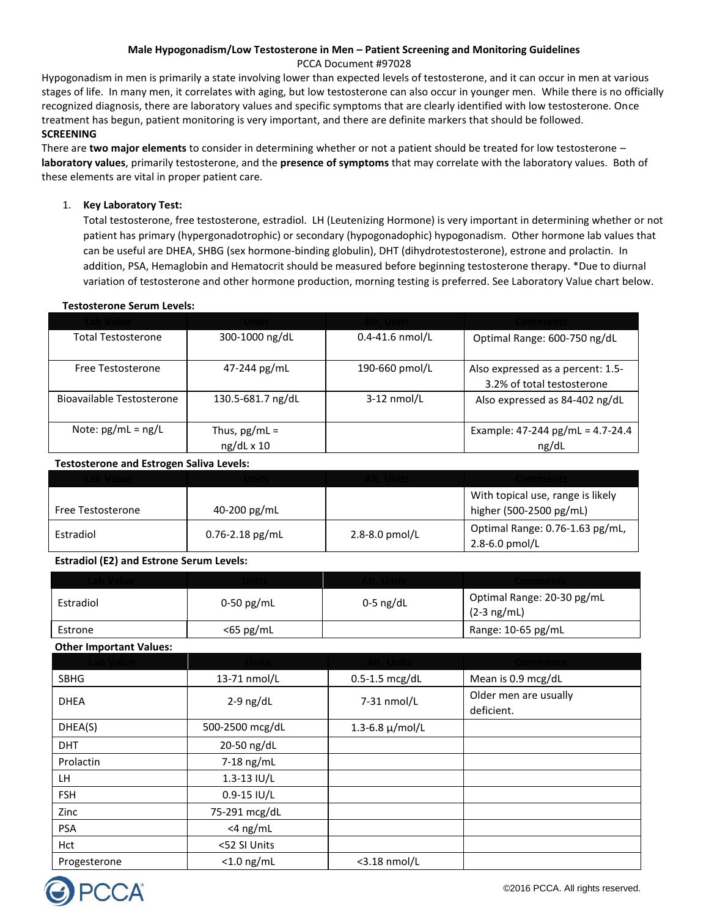# Male Hypogonadism/Low Testosterone in Men – Patient Screening and Monitoring Guidelines

PCCA Document #97028

Hypogonadism in men is primarily a state involving lower than expected levels of testosterone, and it can occur in men at various stages of life. In many men, it correlates with aging, but low testosterone can also occur in younger men. While there is no officially recognized diagnosis, there are laboratory values and specific symptoms that are clearly identified with low testosterone. Once treatment has begun, patient monitoring is very important, and there are definite markers that should be followed.

**SCREENING**

There are **two major elements** to consider in determining whether or not a patient should be treated for low testosterone – **laboratory values**, primarily testosterone, and the **presence of symptoms** that may correlate with the laboratory values. Both of these elements are vital in proper patient care.

1. **Key Laboratory Test:**
   Total testosterone, free testosterone, estradiol. LH (Leutenizing Hormone) is very important in determining whether or not patient has primary (hypergonadotrophic) or secondary (hypogonadophic) hypogonadism. Other hormone lab values that can be useful are DHEA, SHBG (sex hormone-binding globulin), DHT (dihydrotestosterone), estrone and prolactin. In addition, PSA, Hemaglobin and Hematocrit should be measured before beginning testosterone therapy. *Due to diurnal variation of testosterone and other hormone production, morning testing is preferred. See Laboratory Value chart below.

**Testosterone Serum Levels:**

| Lab Value | Units | Alt. Units | Comments |
|---|---|---|---|
| Total Testosterone | 300-1000 ng/dL | 0.4-41.6 nmol/L | Optimal Range: 600-750 ng/dL |
| Free Testosterone | 47-244 pg/mL | 190-660 pmol/L | Also expressed as a percent: 1.5-3.2% of total testosterone |
| Bioavailable Testosterone | 130.5-681.7 ng/dL | 3-12 nmol/L | Also expressed as 84-402 ng/dL |
| Note: pg/mL = ng/L | Thus, pg/mL = ng/dL x 10 | | Example: 47-244 pg/mL = 4.7-24.4 ng/dL |

**Testosterone and Estrogen Saliva Levels:**

| Lab Value | Units | Alt. Units | Comments |
|---|---|---|---|
| Free Testosterone | 40-200 pg/mL | | With topical use, range is likely higher (500-2500 pg/mL) |
| Estradiol | 0.76-2.18 pg/mL | 2.8-8.0 pmol/L | Optimal Range: 0.76-1.63 pg/mL, 2.8-6.0 pmol/L |

**Estradiol (E2) and Estrone Serum Levels:**

| Lab Value | Units | Alt. Units | Comments |
|---|---|---|---|
| Estradiol | 0-50 pg/mL | 0-5 ng/dL | Optimal Range: 20-30 pg/mL (2-3 ng/mL) |
| Estrone | <65 pg/mL | | Range: 10-65 pg/mL |

**Other Important Values:**

| Lab Value | Units | Alt. Units | Comments |
|---|---|---|---|
| SBHG | 13-71 nmol/L | 0.5-1.5 mcg/dL | Mean is 0.9 mcg/dL |
| DHEA | 2-9 ng/dL | 7-31 nmol/L | Older men are usually deficient. |
| DHEA(S) | 500-2500 mcg/dL | 1.3-6.8 µ/mol/L | |
| DHT | 20-50 ng/dL | | |
| Prolactin | 7-18 ng/mL | | |
| LH | 1.3-13 IU/L | | |
| FSH | 0.9-15 IU/L | | |
| Zinc | 75-291 mcg/dL | | |
| PSA | <4 ng/mL | | |
| Hct | <52 SI Units | | |
| Progesterone | <1.0 ng/mL | <3.18 nmol/L | |

©2016 PCCA. All rights reserved.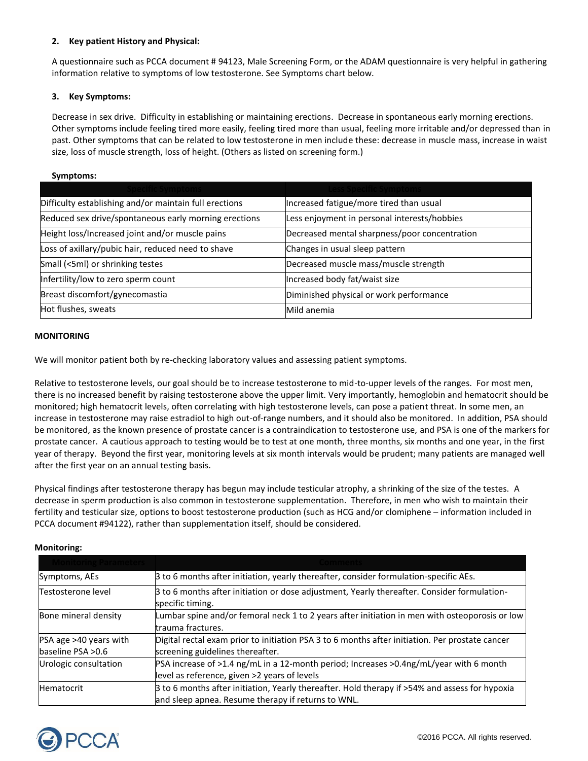**2. Key patient History and Physical:**

A questionnaire such as PCCA document # 94123, Male Screening Form, or the ADAM questionnaire is very helpful in gathering information relative to symptoms of low testosterone. See Symptoms chart below.

**3. Key Symptoms:**

Decrease in sex drive. Difficulty in establishing or maintaining erections. Decrease in spontaneous early morning erections. Other symptoms include feeling tired more easily, feeling tired more than usual, feeling more irritable and/or depressed than in past. Other symptoms that can be related to low testosterone in men include these: decrease in muscle mass, increase in waist size, loss of muscle strength, loss of height. (Others as listed on screening form.)

**Symptoms:**

| Specific Symptoms | Less Specific Symptoms |
|---|---|
| Difficulty establishing and/or maintain full erections | Increased fatigue/more tired than usual |
| Reduced sex drive/spontaneous early morning erections | Less enjoyment in personal interests/hobbies |
| Height loss/Increased joint and/or muscle pains | Decreased mental sharpness/poor concentration |
| Loss of axillary/pubic hair, reduced need to shave | Changes in usual sleep pattern |
| Small (<5ml) or shrinking testes | Decreased muscle mass/muscle strength |
| Infertility/low to zero sperm count | Increased body fat/waist size |
| Breast discomfort/gynecomastia | Diminished physical or work performance |
| Hot flushes, sweats | Mild anemia |

**MONITORING**

We will monitor patient both by re-checking laboratory values and assessing patient symptoms.

Relative to testosterone levels, our goal should be to increase testosterone to mid-to-upper levels of the ranges. For most men, there is no increased benefit by raising testosterone above the upper limit. Very importantly, hemoglobin and hematocrit should be monitored; high hematocrit levels, often correlating with high testosterone levels, can pose a patient threat. In some men, an increase in testosterone may raise estradiol to high out-of-range numbers, and it should also be monitored. In addition, PSA should be monitored, as the known presence of prostate cancer is a contraindication to testosterone use, and PSA is one of the markers for prostate cancer. A cautious approach to testing would be to test at one month, three months, six months and one year, in the first year of therapy. Beyond the first year, monitoring levels at six month intervals would be prudent; many patients are managed well after the first year on an annual testing basis.

Physical findings after testosterone therapy has begun may include testicular atrophy, a shrinking of the size of the testes. A decrease in sperm production is also common in testosterone supplementation. Therefore, in men who wish to maintain their fertility and testicular size, options to boost testosterone production (such as HCG and/or clomiphene – information included in PCCA document #94122), rather than supplementation itself, should be considered.

**Monitoring:**

| Monitoring Parameters | Comments |
|---|---|
| Symptoms, AEs | 3 to 6 months after initiation, yearly thereafter, consider formulation-specific AEs. |
| Testosterone level | 3 to 6 months after initiation or dose adjustment, Yearly thereafter. Consider formulation-specific timing. |
| Bone mineral density | Lumbar spine and/or femoral neck 1 to 2 years after initiation in men with osteoporosis or low trauma fractures. |
| PSA age >40 years with baseline PSA >0.6 | Digital rectal exam prior to initiation PSA 3 to 6 months after initiation. Per prostate cancer screening guidelines thereafter. |
| Urologic consultation | PSA increase of >1.4 ng/mL in a 12-month period; Increases >0.4ng/mL/year with 6 month level as reference, given >2 years of levels |
| Hematocrit | 3 to 6 months after initiation, Yearly thereafter. Hold therapy if >54% and assess for hypoxia and sleep apnea. Resume therapy if returns to WNL. |

©2016 PCCA. All rights reserved.